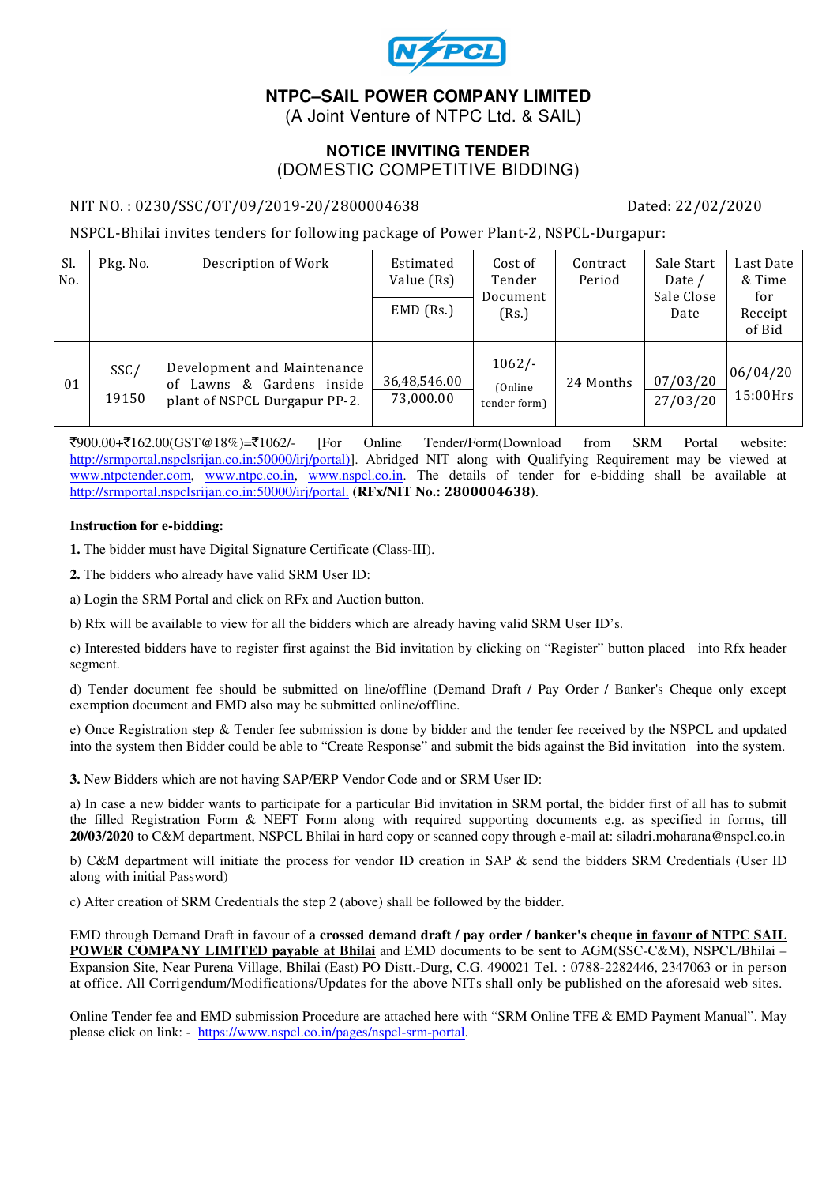# NTPC–SAIL POWER COMPANY LIMITED

(A Joint Venture of NTPC Ltd. & SAIL)

## NOTICE INVITING TENDER

(DOMESTIC COMPETITIVE BIDDING)

NIT NO. : 0230/SSC/OT/09/2019-20/2800004638 Dated: 22/02/2020

NSPCL-Bhilai invites tenders for following package of Power Plant-2, NSPCL-Durgapur:

| Sl. No. | Pkg. No. | Description of Work | Estimated Value (Rs) / EMD (Rs.) | Cost of Tender Document (Rs.) | Contract Period | Sale Start Date / Sale Close Date | Last Date & Time for Receipt of Bid |
|---|---|---|---|---|---|---|---|
| 01 | SSC/ 19150 | Development and Maintenance of Lawns & Gardens inside plant of NSPCL Durgapur PP-2. | 36,48,546.00 / 73,000.00 | 1062/- (Online tender form) | 24 Months | 07/03/20 / 27/03/20 | 06/04/20 15:00Hrs |

₹900.00+₹162.00(GST@18%)=₹1062/- [For Online Tender/Form(Download from SRM Portal website: http://srmportal.nspclsrijan.co.in:50000/irj/portal)]. Abridged NIT along with Qualifying Requirement may be viewed at www.ntpctender.com, www.ntpc.co.in, www.nspcl.co.in. The details of tender for e-bidding shall be available at http://srmportal.nspclsrijan.co.in:50000/irj/portal. **(RFx/NIT No.: 2800004638)**.

**Instruction for e-bidding:**

**1.** The bidder must have Digital Signature Certificate (Class-III).

**2.** The bidders who already have valid SRM User ID:

a) Login the SRM Portal and click on RFx and Auction button.

b) Rfx will be available to view for all the bidders which are already having valid SRM User ID's.

c) Interested bidders have to register first against the Bid invitation by clicking on "Register" button placed into Rfx header segment.

d) Tender document fee should be submitted on line/offline (Demand Draft / Pay Order / Banker's Cheque only except exemption document and EMD also may be submitted online/offline.

e) Once Registration step & Tender fee submission is done by bidder and the tender fee received by the NSPCL and updated into the system then Bidder could be able to "Create Response" and submit the bids against the Bid invitation into the system.

**3.** New Bidders which are not having SAP/ERP Vendor Code and or SRM User ID:

a) In case a new bidder wants to participate for a particular Bid invitation in SRM portal, the bidder first of all has to submit the filled Registration Form & NEFT Form along with required supporting documents e.g. as specified in forms, till **20/03/2020** to C&M department, NSPCL Bhilai in hard copy or scanned copy through e-mail at: siladri.moharana@nspcl.co.in

b) C&M department will initiate the process for vendor ID creation in SAP & send the bidders SRM Credentials (User ID along with initial Password)

c) After creation of SRM Credentials the step 2 (above) shall be followed by the bidder.

EMD through Demand Draft in favour of **a crossed demand draft / pay order / banker's cheque in favour of NTPC SAIL POWER COMPANY LIMITED payable at Bhilai** and EMD documents to be sent to AGM(SSC-C&M), NSPCL/Bhilai – Expansion Site, Near Purena Village, Bhilai (East) PO Distt.-Durg, C.G. 490021 Tel. : 0788-2282446, 2347063 or in person at office. All Corrigendum/Modifications/Updates for the above NITs shall only be published on the aforesaid web sites.

Online Tender fee and EMD submission Procedure are attached here with "SRM Online TFE & EMD Payment Manual". May please click on link: - https://www.nspcl.co.in/pages/nspcl-srm-portal.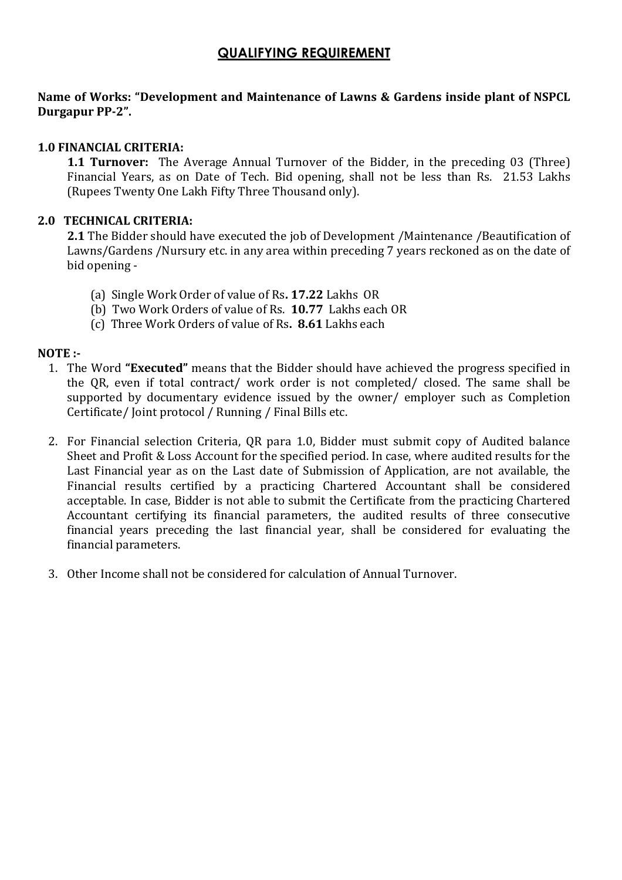# QUALIFYING REQUIREMENT

**Name of Works: "Development and Maintenance of Lawns & Gardens inside plant of NSPCL Durgapur PP-2".**

## 1.0 FINANCIAL CRITERIA:

**1.1 Turnover:** The Average Annual Turnover of the Bidder, in the preceding 03 (Three) Financial Years, as on Date of Tech. Bid opening, shall not be less than Rs. 21.53 Lakhs (Rupees Twenty One Lakh Fifty Three Thousand only).

## 2.0 TECHNICAL CRITERIA:

**2.1** The Bidder should have executed the job of Development /Maintenance /Beautification of Lawns/Gardens /Nursury etc. in any area within preceding 7 years reckoned as on the date of bid opening -

(a) Single Work Order of value of Rs**. 17.22** Lakhs OR

(b) Two Work Orders of value of Rs. **10.77** Lakhs each OR

(c) Three Work Orders of value of Rs**. 8.61** Lakhs each

**NOTE :-**

1. The Word **"Executed"** means that the Bidder should have achieved the progress specified in the QR, even if total contract/ work order is not completed/ closed. The same shall be supported by documentary evidence issued by the owner/ employer such as Completion Certificate/ Joint protocol / Running / Final Bills etc.

2. For Financial selection Criteria, QR para 1.0, Bidder must submit copy of Audited balance Sheet and Profit & Loss Account for the specified period. In case, where audited results for the Last Financial year as on the Last date of Submission of Application, are not available, the Financial results certified by a practicing Chartered Accountant shall be considered acceptable. In case, Bidder is not able to submit the Certificate from the practicing Chartered Accountant certifying its financial parameters, the audited results of three consecutive financial years preceding the last financial year, shall be considered for evaluating the financial parameters.

3. Other Income shall not be considered for calculation of Annual Turnover.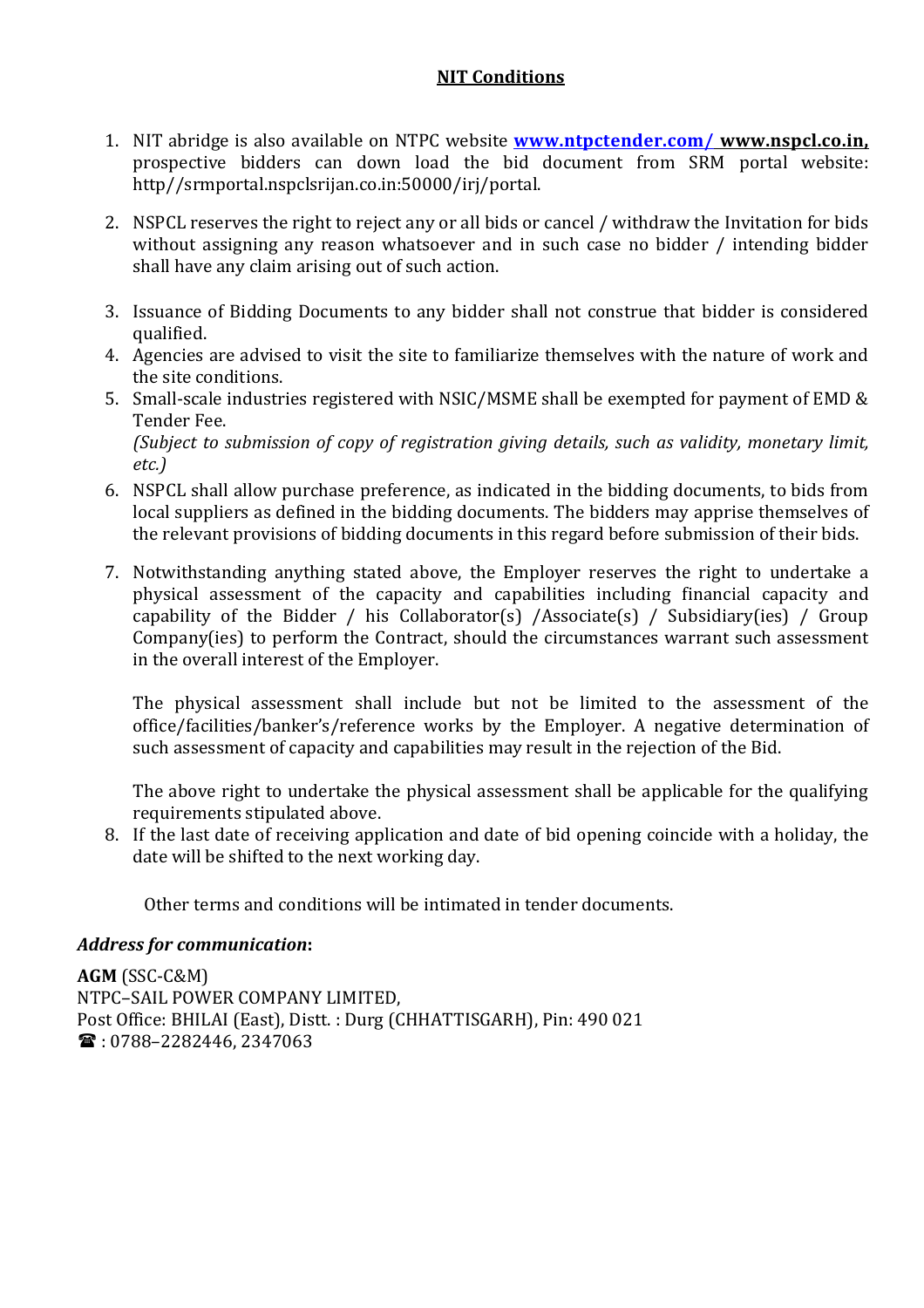## NIT Conditions

1. NIT abridge is also available on NTPC website **www.ntpctender.com/ www.nspcl.co.in,** prospective bidders can down load the bid document from SRM portal website: http//srmportal.nspclsrijan.co.in:50000/irj/portal.

2. NSPCL reserves the right to reject any or all bids or cancel / withdraw the Invitation for bids without assigning any reason whatsoever and in such case no bidder / intending bidder shall have any claim arising out of such action.

3. Issuance of Bidding Documents to any bidder shall not construe that bidder is considered qualified.
4. Agencies are advised to visit the site to familiarize themselves with the nature of work and the site conditions.
5. Small-scale industries registered with NSIC/MSME shall be exempted for payment of EMD & Tender Fee.
   *(Subject to submission of copy of registration giving details, such as validity, monetary limit, etc.)*
6. NSPCL shall allow purchase preference, as indicated in the bidding documents, to bids from local suppliers as defined in the bidding documents. The bidders may apprise themselves of the relevant provisions of bidding documents in this regard before submission of their bids.

7. Notwithstanding anything stated above, the Employer reserves the right to undertake a physical assessment of the capacity and capabilities including financial capacity and capability of the Bidder / his Collaborator(s) /Associate(s) / Subsidiary(ies) / Group Company(ies) to perform the Contract, should the circumstances warrant such assessment in the overall interest of the Employer.

   The physical assessment shall include but not be limited to the assessment of the office/facilities/banker's/reference works by the Employer. A negative determination of such assessment of capacity and capabilities may result in the rejection of the Bid.

   The above right to undertake the physical assessment shall be applicable for the qualifying requirements stipulated above.
8. If the last date of receiving application and date of bid opening coincide with a holiday, the date will be shifted to the next working day.

Other terms and conditions will be intimated in tender documents.

***Address for communication*:**

**AGM** (SSC-C&M)
NTPC–SAIL POWER COMPANY LIMITED,
Post Office: BHILAI (East), Distt. : Durg (CHHATTISGARH), Pin: 490 021
☎ : 0788–2282446, 2347063